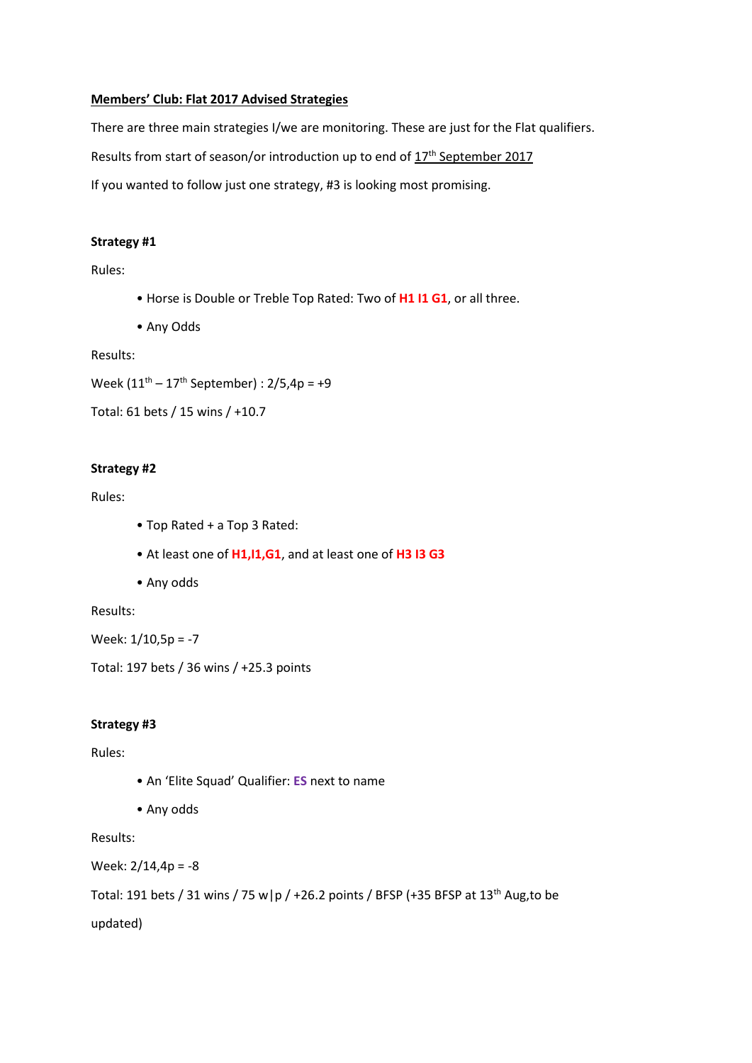**Members' Club: Flat 2017 Advised Strategies**

There are three main strategies I/we are monitoring. These are just for the Flat qualifiers.

Results from start of season/or introduction up to end of 17th September 2017

If you wanted to follow just one strategy, #3 is looking most promising.

**Strategy #1**

Rules:

- Horse is Double or Treble Top Rated: Two of **H1 I1 G1**, or all three.
- Any Odds

Results:

Week (11th – 17th September) : 2/5,4p = +9

Total: 61 bets / 15 wins / +10.7

**Strategy #2**

Rules:

- Top Rated + a Top 3 Rated:
- At least one of **H1,I1,G1**, and at least one of **H3 I3 G3**
- Any odds

Results:

Week: 1/10,5p = -7

Total: 197 bets / 36 wins / +25.3 points

**Strategy #3**

Rules:

- An 'Elite Squad' Qualifier: **ES** next to name
- Any odds

Results:

Week: 2/14,4p = -8

Total: 191 bets / 31 wins / 75 w|p / +26.2 points / BFSP (+35 BFSP at 13th Aug,to be updated)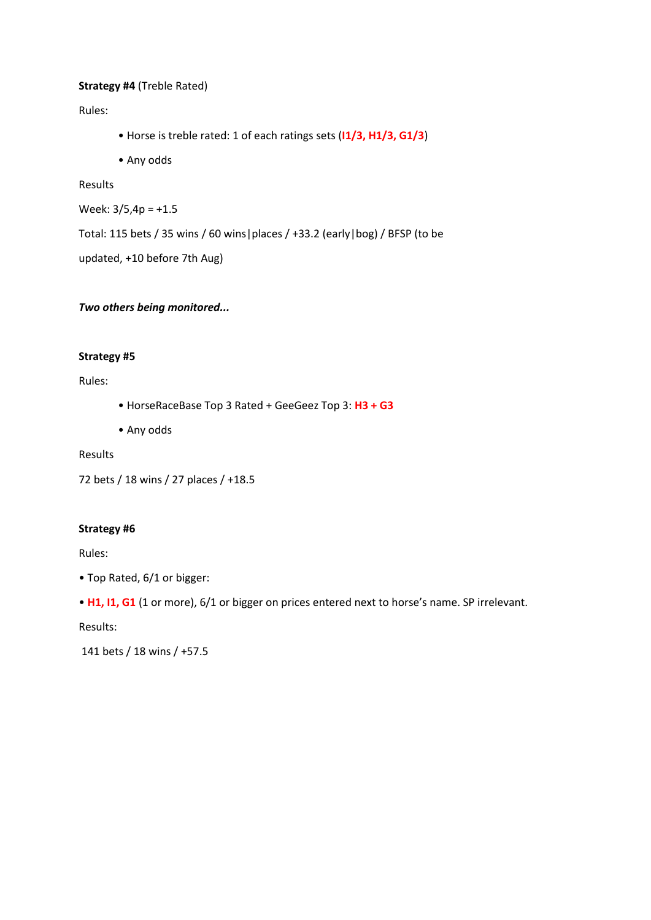**Strategy #4** (Treble Rated)

Rules:

- Horse is treble rated: 1 of each ratings sets (**I1/3, H1/3, G1/3**)
- Any odds

Results

Week: 3/5,4p = +1.5

Total: 115 bets / 35 wins / 60 wins|places / +33.2 (early|bog) / BFSP (to be updated, +10 before 7th Aug)

***Two others being monitored...***

**Strategy #5**

Rules:

- HorseRaceBase Top 3 Rated + GeeGeez Top 3: **H3 + G3**
- Any odds

Results

72 bets / 18 wins / 27 places / +18.5

**Strategy #6**

Rules:

- Top Rated, 6/1 or bigger:
- **H1, I1, G1** (1 or more), 6/1 or bigger on prices entered next to horse's name. SP irrelevant.

Results:

141 bets / 18 wins / +57.5